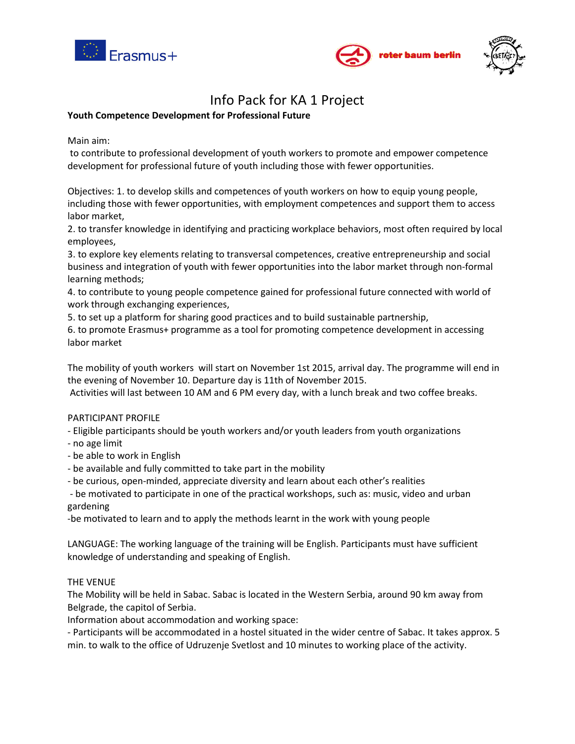# Info Pack for KA 1 Project

**Youth Competence Development for Professional Future**

Main aim:
to contribute to professional development of youth workers to promote and empower competence development for professional future of youth including those with fewer opportunities.

Objectives: 1. to develop skills and competences of youth workers on how to equip young people, including those with fewer opportunities, with employment competences and support them to access labor market,
2. to transfer knowledge in identifying and practicing workplace behaviors, most often required by local employees,
3. to explore key elements relating to transversal competences, creative entrepreneurship and social business and integration of youth with fewer opportunities into the labor market through non-formal learning methods;
4. to contribute to young people competence gained for professional future connected with world of work through exchanging experiences,
5. to set up a platform for sharing good practices and to build sustainable partnership,
6. to promote Erasmus+ programme as a tool for promoting competence development in accessing labor market

The mobility of youth workers will start on November 1st 2015, arrival day. The programme will end in the evening of November 10. Departure day is 11th of November 2015.
Activities will last between 10 AM and 6 PM every day, with a lunch break and two coffee breaks.

PARTICIPANT PROFILE

- Eligible participants should be youth workers and/or youth leaders from youth organizations
- no age limit
- be able to work in English
- be available and fully committed to take part in the mobility
- be curious, open-minded, appreciate diversity and learn about each other's realities
- be motivated to participate in one of the practical workshops, such as: music, video and urban gardening
- be motivated to learn and to apply the methods learnt in the work with young people

LANGUAGE: The working language of the training will be English. Participants must have sufficient knowledge of understanding and speaking of English.

THE VENUE

The Mobility will be held in Sabac. Sabac is located in the Western Serbia, around 90 km away from Belgrade, the capitol of Serbia.

Information about accommodation and working space:

- Participants will be accommodated in a hostel situated in the wider centre of Sabac. It takes approx. 5 min. to walk to the office of Udruzenje Svetlost and 10 minutes to working place of the activity.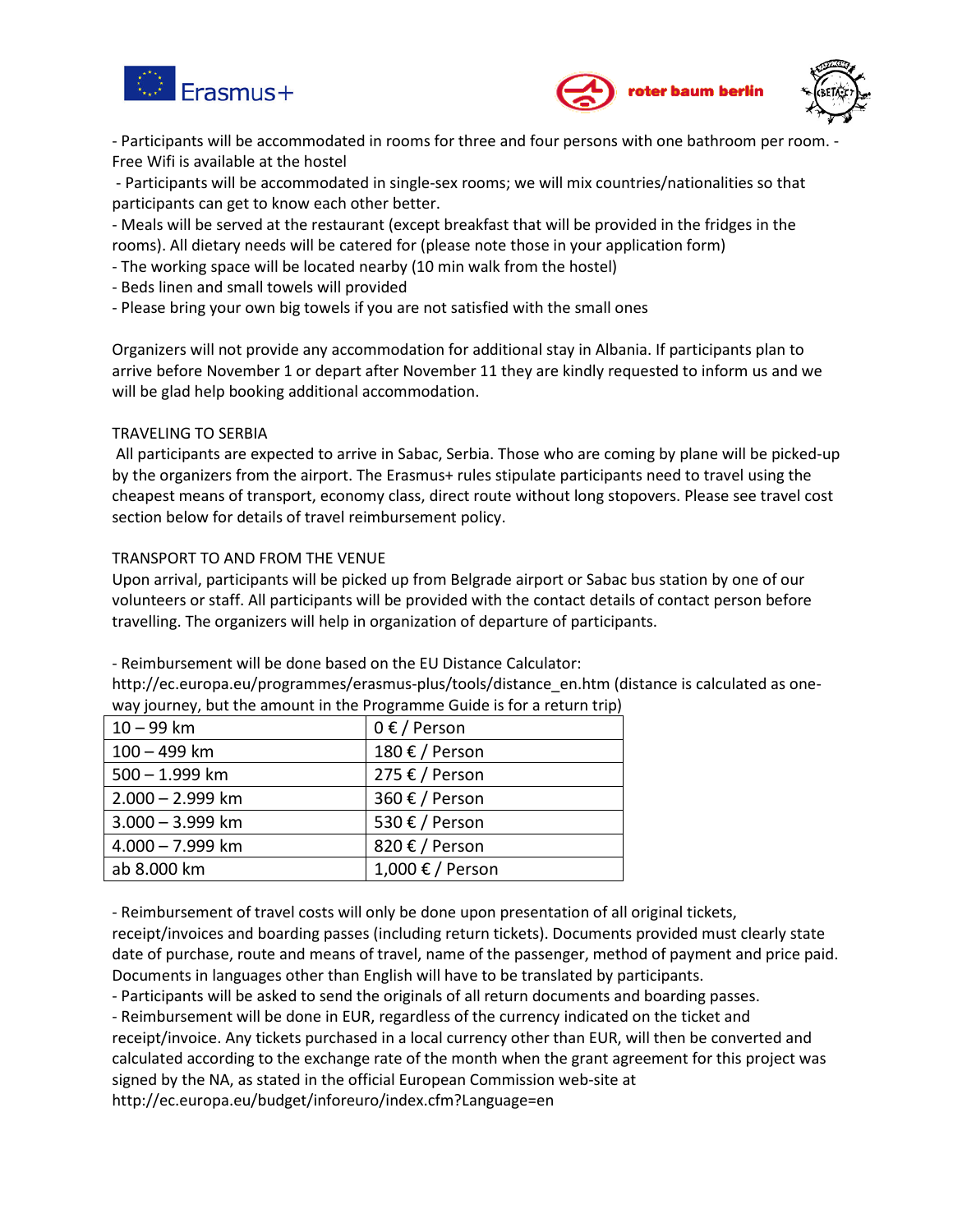- Participants will be accommodated in rooms for three and four persons with one bathroom per room. - Free Wifi is available at the hostel
- Participants will be accommodated in single-sex rooms; we will mix countries/nationalities so that participants can get to know each other better.
- Meals will be served at the restaurant (except breakfast that will be provided in the fridges in the rooms). All dietary needs will be catered for (please note those in your application form)
- The working space will be located nearby (10 min walk from the hostel)
- Beds linen and small towels will provided
- Please bring your own big towels if you are not satisfied with the small ones

Organizers will not provide any accommodation for additional stay in Albania. If participants plan to arrive before November 1 or depart after November 11 they are kindly requested to inform us and we will be glad help booking additional accommodation.

TRAVELING TO SERBIA

All participants are expected to arrive in Sabac, Serbia. Those who are coming by plane will be picked-up by the organizers from the airport. The Erasmus+ rules stipulate participants need to travel using the cheapest means of transport, economy class, direct route without long stopovers. Please see travel cost section below for details of travel reimbursement policy.

TRANSPORT TO AND FROM THE VENUE

Upon arrival, participants will be picked up from Belgrade airport or Sabac bus station by one of our volunteers or staff. All participants will be provided with the contact details of contact person before travelling. The organizers will help in organization of departure of participants.

- Reimbursement will be done based on the EU Distance Calculator: http://ec.europa.eu/programmes/erasmus-plus/tools/distance_en.htm (distance is calculated as one-way journey, but the amount in the Programme Guide is for a return trip)

| Distance | Amount |
| --- | --- |
| 10 – 99 km | 0 € / Person |
| 100 – 499 km | 180 € / Person |
| 500 – 1.999 km | 275 € / Person |
| 2.000 – 2.999 km | 360 € / Person |
| 3.000 – 3.999 km | 530 € / Person |
| 4.000 – 7.999 km | 820 € / Person |
| ab 8.000 km | 1,000 € / Person |

- Reimbursement of travel costs will only be done upon presentation of all original tickets, receipt/invoices and boarding passes (including return tickets). Documents provided must clearly state date of purchase, route and means of travel, name of the passenger, method of payment and price paid. Documents in languages other than English will have to be translated by participants.
- Participants will be asked to send the originals of all return documents and boarding passes.
- Reimbursement will be done in EUR, regardless of the currency indicated on the ticket and receipt/invoice. Any tickets purchased in a local currency other than EUR, will then be converted and calculated according to the exchange rate of the month when the grant agreement for this project was signed by the NA, as stated in the official European Commission web-site at http://ec.europa.eu/budget/inforeuro/index.cfm?Language=en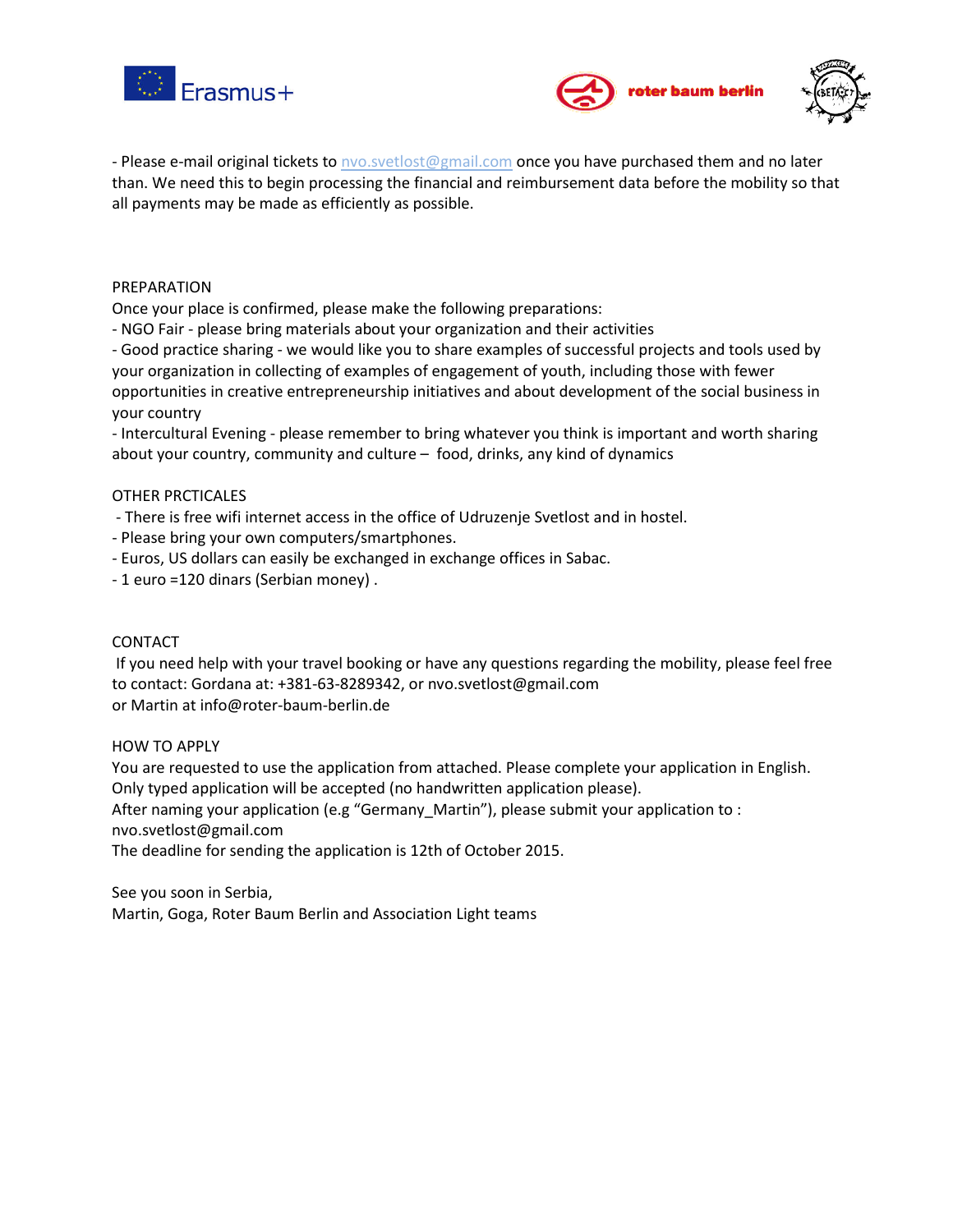- Please e-mail original tickets to nvo.svetlost@gmail.com once you have purchased them and no later than. We need this to begin processing the financial and reimbursement data before the mobility so that all payments may be made as efficiently as possible.

## PREPARATION

Once your place is confirmed, please make the following preparations:

- NGO Fair - please bring materials about your organization and their activities
- Good practice sharing - we would like you to share examples of successful projects and tools used by your organization in collecting of examples of engagement of youth, including those with fewer opportunities in creative entrepreneurship initiatives and about development of the social business in your country
- Intercultural Evening - please remember to bring whatever you think is important and worth sharing about your country, community and culture – food, drinks, any kind of dynamics

## OTHER PRCTICALES

- There is free wifi internet access in the office of Udruzenje Svetlost and in hostel.
- Please bring your own computers/smartphones.
- Euros, US dollars can easily be exchanged in exchange offices in Sabac.
- 1 euro =120 dinars (Serbian money) .

## CONTACT

If you need help with your travel booking or have any questions regarding the mobility, please feel free to contact: Gordana at: +381-63-8289342, or nvo.svetlost@gmail.com
or Martin at info@roter-baum-berlin.de

## HOW TO APPLY

You are requested to use the application from attached. Please complete your application in English. Only typed application will be accepted (no handwritten application please).
After naming your application (e.g "Germany_Martin"), please submit your application to : nvo.svetlost@gmail.com
The deadline for sending the application is 12th of October 2015.

See you soon in Serbia,
Martin, Goga, Roter Baum Berlin and Association Light teams